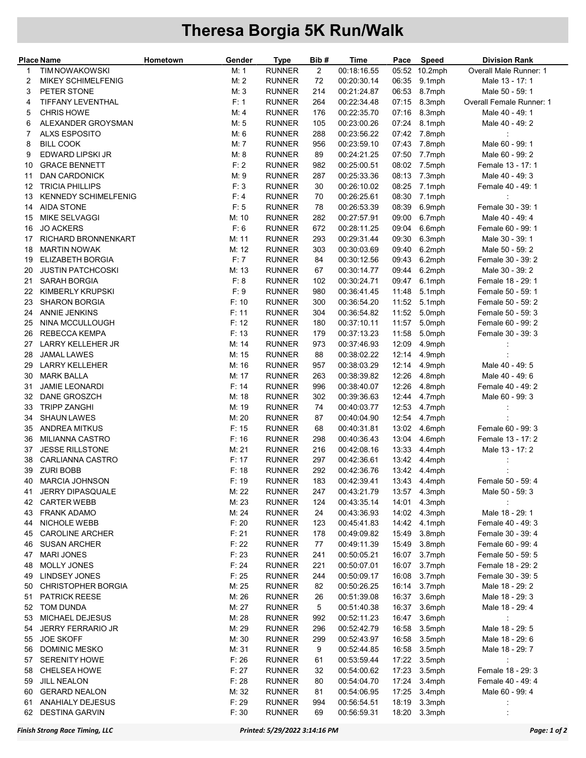# Theresa Borgia 5K Run/Walk

| Place | Name | Hometown | Gender | Type | Bib # | Time | Pace | Speed | Division Rank |
|---|---|---|---|---|---|---|---|---|---|
| 1 | TIM NOWAKOWSKI | | M: 1 | RUNNER | 2 | 00:18:16.55 | 05:52 | 10.2mph | Overall Male Runner: 1 |
| 2 | MIKEY SCHIMELFENIG | | M: 2 | RUNNER | 72 | 00:20:30.14 | 06:35 | 9.1mph | Male 13 - 17: 1 |
| 3 | PETER STONE | | M: 3 | RUNNER | 214 | 00:21:24.87 | 06:53 | 8.7mph | Male 50 - 59: 1 |
| 4 | TIFFANY LEVENTHAL | | F: 1 | RUNNER | 264 | 00:22:34.48 | 07:15 | 8.3mph | Overall Female Runner: 1 |
| 5 | CHRIS HOWE | | M: 4 | RUNNER | 176 | 00:22:35.70 | 07:16 | 8.3mph | Male 40 - 49: 1 |
| 6 | ALEXANDER GROYSMAN | | M: 5 | RUNNER | 105 | 00:23:00.26 | 07:24 | 8.1mph | Male 40 - 49: 2 |
| 7 | ALXS ESPOSITO | | M: 6 | RUNNER | 288 | 00:23:56.22 | 07:42 | 7.8mph | : |
| 8 | BILL COOK | | M: 7 | RUNNER | 956 | 00:23:59.10 | 07:43 | 7.8mph | Male 60 - 99: 1 |
| 9 | EDWARD LIPSKI JR | | M: 8 | RUNNER | 89 | 00:24:21.25 | 07:50 | 7.7mph | Male 60 - 99: 2 |
| 10 | GRACE BENNETT | | F: 2 | RUNNER | 982 | 00:25:00.51 | 08:02 | 7.5mph | Female 13 - 17: 1 |
| 11 | DAN CARDONICK | | M: 9 | RUNNER | 287 | 00:25:33.36 | 08:13 | 7.3mph | Male 40 - 49: 3 |
| 12 | TRICIA PHILLIPS | | F: 3 | RUNNER | 30 | 00:26:10.02 | 08:25 | 7.1mph | Female 40 - 49: 1 |
| 13 | KENNEDY SCHIMELFENIG | | F: 4 | RUNNER | 70 | 00:26:25.61 | 08:30 | 7.1mph | : |
| 14 | AIDA STONE | | F: 5 | RUNNER | 78 | 00:26:53.39 | 08:39 | 6.9mph | Female 30 - 39: 1 |
| 15 | MIKE SELVAGGI | | M: 10 | RUNNER | 282 | 00:27:57.91 | 09:00 | 6.7mph | Male 40 - 49: 4 |
| 16 | JO ACKERS | | F: 6 | RUNNER | 672 | 00:28:11.25 | 09:04 | 6.6mph | Female 60 - 99: 1 |
| 17 | RICHARD BRONNENKART | | M: 11 | RUNNER | 293 | 00:29:31.44 | 09:30 | 6.3mph | Male 30 - 39: 1 |
| 18 | MARTIN NOWAK | | M: 12 | RUNNER | 303 | 00:30:03.69 | 09:40 | 6.2mph | Male 50 - 59: 2 |
| 19 | ELIZABETH BORGIA | | F: 7 | RUNNER | 84 | 00:30:12.56 | 09:43 | 6.2mph | Female 30 - 39: 2 |
| 20 | JUSTIN PATCHCOSKI | | M: 13 | RUNNER | 67 | 00:30:14.77 | 09:44 | 6.2mph | Male 30 - 39: 2 |
| 21 | SARAH BORGIA | | F: 8 | RUNNER | 102 | 00:30:24.71 | 09:47 | 6.1mph | Female 18 - 29: 1 |
| 22 | KIMBERLY KRUPSKI | | F: 9 | RUNNER | 980 | 00:36:41.45 | 11:48 | 5.1mph | Female 50 - 59: 1 |
| 23 | SHARON BORGIA | | F: 10 | RUNNER | 300 | 00:36:54.20 | 11:52 | 5.1mph | Female 50 - 59: 2 |
| 24 | ANNIE JENKINS | | F: 11 | RUNNER | 304 | 00:36:54.82 | 11:52 | 5.0mph | Female 50 - 59: 3 |
| 25 | NINA MCCULLOUGH | | F: 12 | RUNNER | 180 | 00:37:10.11 | 11:57 | 5.0mph | Female 60 - 99: 2 |
| 26 | REBECCA KEMPA | | F: 13 | RUNNER | 179 | 00:37:13.23 | 11:58 | 5.0mph | Female 30 - 39: 3 |
| 27 | LARRY KELLEHER JR | | M: 14 | RUNNER | 973 | 00:37:46.93 | 12:09 | 4.9mph | : |
| 28 | JAMAL LAWES | | M: 15 | RUNNER | 88 | 00:38:02.22 | 12:14 | 4.9mph | : |
| 29 | LARRY KELLEHER | | M: 16 | RUNNER | 957 | 00:38:03.29 | 12:14 | 4.9mph | Male 40 - 49: 5 |
| 30 | MARK BALLA | | M: 17 | RUNNER | 263 | 00:38:39.82 | 12:26 | 4.8mph | Male 40 - 49: 6 |
| 31 | JAMIE LEONARDI | | F: 14 | RUNNER | 996 | 00:38:40.07 | 12:26 | 4.8mph | Female 40 - 49: 2 |
| 32 | DANE GROSZCH | | M: 18 | RUNNER | 302 | 00:39:36.63 | 12:44 | 4.7mph | Male 60 - 99: 3 |
| 33 | TRIPP ZANGHI | | M: 19 | RUNNER | 74 | 00:40:03.77 | 12:53 | 4.7mph | : |
| 34 | SHAUN LAWES | | M: 20 | RUNNER | 87 | 00:40:04.90 | 12:54 | 4.7mph | : |
| 35 | ANDREA MITKUS | | F: 15 | RUNNER | 68 | 00:40:31.81 | 13:02 | 4.6mph | Female 60 - 99: 3 |
| 36 | MILIANNA CASTRO | | F: 16 | RUNNER | 298 | 00:40:36.43 | 13:04 | 4.6mph | Female 13 - 17: 2 |
| 37 | JESSE RILLSTONE | | M: 21 | RUNNER | 216 | 00:42:08.16 | 13:33 | 4.4mph | Male 13 - 17: 2 |
| 38 | CARLIANNA CASTRO | | F: 17 | RUNNER | 297 | 00:42:36.61 | 13:42 | 4.4mph | : |
| 39 | ZURI BOBB | | F: 18 | RUNNER | 292 | 00:42:36.76 | 13:42 | 4.4mph | : |
| 40 | MARCIA JOHNSON | | F: 19 | RUNNER | 183 | 00:42:39.41 | 13:43 | 4.4mph | Female 50 - 59: 4 |
| 41 | JERRY DIPASQUALE | | M: 22 | RUNNER | 247 | 00:43:21.79 | 13:57 | 4.3mph | Male 50 - 59: 3 |
| 42 | CARTER WEBB | | M: 23 | RUNNER | 124 | 00:43:35.14 | 14:01 | 4.3mph | : |
| 43 | FRANK ADAMO | | M: 24 | RUNNER | 24 | 00:43:36.93 | 14:02 | 4.3mph | Male 18 - 29: 1 |
| 44 | NICHOLE WEBB | | F: 20 | RUNNER | 123 | 00:45:41.83 | 14:42 | 4.1mph | Female 40 - 49: 3 |
| 45 | CAROLINE ARCHER | | F: 21 | RUNNER | 178 | 00:49:09.82 | 15:49 | 3.8mph | Female 30 - 39: 4 |
| 46 | SUSAN ARCHER | | F: 22 | RUNNER | 77 | 00:49:11.39 | 15:49 | 3.8mph | Female 60 - 99: 4 |
| 47 | MARI JONES | | F: 23 | RUNNER | 241 | 00:50:05.21 | 16:07 | 3.7mph | Female 50 - 59: 5 |
| 48 | MOLLY JONES | | F: 24 | RUNNER | 221 | 00:50:07.01 | 16:07 | 3.7mph | Female 18 - 29: 2 |
| 49 | LINDSEY JONES | | F: 25 | RUNNER | 244 | 00:50:09.17 | 16:08 | 3.7mph | Female 30 - 39: 5 |
| 50 | CHRISTOPHER BORGIA | | M: 25 | RUNNER | 82 | 00:50:26.25 | 16:14 | 3.7mph | Male 18 - 29: 2 |
| 51 | PATRICK REESE | | M: 26 | RUNNER | 26 | 00:51:39.08 | 16:37 | 3.6mph | Male 18 - 29: 3 |
| 52 | TOM DUNDA | | M: 27 | RUNNER | 5 | 00:51:40.38 | 16:37 | 3.6mph | Male 18 - 29: 4 |
| 53 | MICHAEL DEJESUS | | M: 28 | RUNNER | 992 | 00:52:11.23 | 16:47 | 3.6mph | : |
| 54 | JERRY FERRARIO JR | | M: 29 | RUNNER | 296 | 00:52:42.79 | 16:58 | 3.5mph | Male 18 - 29: 5 |
| 55 | JOE SKOFF | | M: 30 | RUNNER | 299 | 00:52:43.97 | 16:58 | 3.5mph | Male 18 - 29: 6 |
| 56 | DOMINIC MESKO | | M: 31 | RUNNER | 9 | 00:52:44.85 | 16:58 | 3.5mph | Male 18 - 29: 7 |
| 57 | SERENITY HOWE | | F: 26 | RUNNER | 61 | 00:53:59.44 | 17:22 | 3.5mph | : |
| 58 | CHELSEA HOWE | | F: 27 | RUNNER | 32 | 00:54:00.62 | 17:23 | 3.5mph | Female 18 - 29: 3 |
| 59 | JILL NEALON | | F: 28 | RUNNER | 80 | 00:54:04.70 | 17:24 | 3.4mph | Female 40 - 49: 4 |
| 60 | GERARD NEALON | | M: 32 | RUNNER | 81 | 00:54:06.95 | 17:25 | 3.4mph | Male 60 - 99: 4 |
| 61 | ANAHIALY DEJESUS | | F: 29 | RUNNER | 994 | 00:56:54.51 | 18:19 | 3.3mph | : |
| 62 | DESTINA GARVIN | | F: 30 | RUNNER | 69 | 00:56:59.31 | 18:20 | 3.3mph | : |

*Finish Strong Race Timing, LLC* *Printed: 5/29/2022 3:14:16 PM*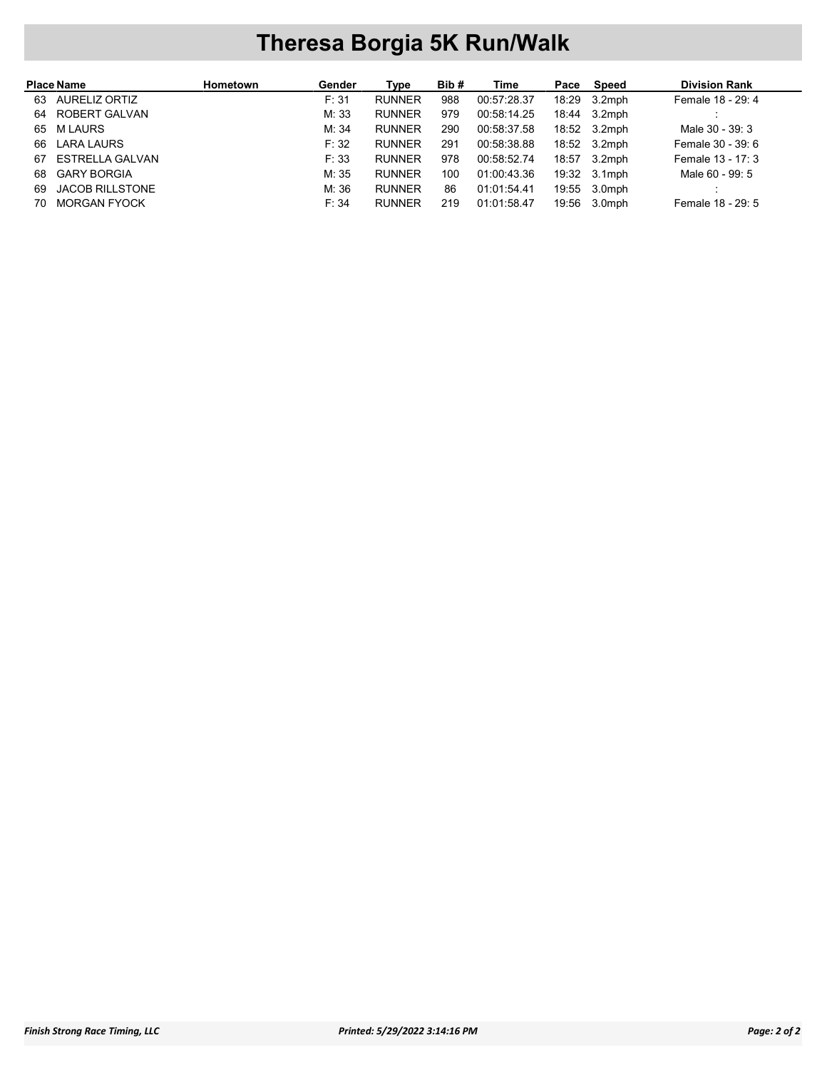# Theresa Borgia 5K Run/Walk

| Place | Name | Hometown | Gender | Type | Bib # | Time | Pace | Speed | Division Rank |
|---|---|---|---|---|---|---|---|---|---|
| 63 | AURELIZ ORTIZ | | F: 31 | RUNNER | 988 | 00:57:28.37 | 18:29 | 3.2mph | Female 18 - 29: 4 |
| 64 | ROBERT GALVAN | | M: 33 | RUNNER | 979 | 00:58:14.25 | 18:44 | 3.2mph | : |
| 65 | M LAURS | | M: 34 | RUNNER | 290 | 00:58:37.58 | 18:52 | 3.2mph | Male 30 - 39: 3 |
| 66 | LARA LAURS | | F: 32 | RUNNER | 291 | 00:58:38.88 | 18:52 | 3.2mph | Female 30 - 39: 6 |
| 67 | ESTRELLA GALVAN | | F: 33 | RUNNER | 978 | 00:58:52.74 | 18:57 | 3.2mph | Female 13 - 17: 3 |
| 68 | GARY BORGIA | | M: 35 | RUNNER | 100 | 01:00:43.36 | 19:32 | 3.1mph | Male 60 - 99: 5 |
| 69 | JACOB RILLSTONE | | M: 36 | RUNNER | 86 | 01:01:54.41 | 19:55 | 3.0mph | : |
| 70 | MORGAN FYOCK | | F: 34 | RUNNER | 219 | 01:01:58.47 | 19:56 | 3.0mph | Female 18 - 29: 5 |

*Finish Strong Race Timing, LLC* *Printed: 5/29/2022 3:14:16 PM*